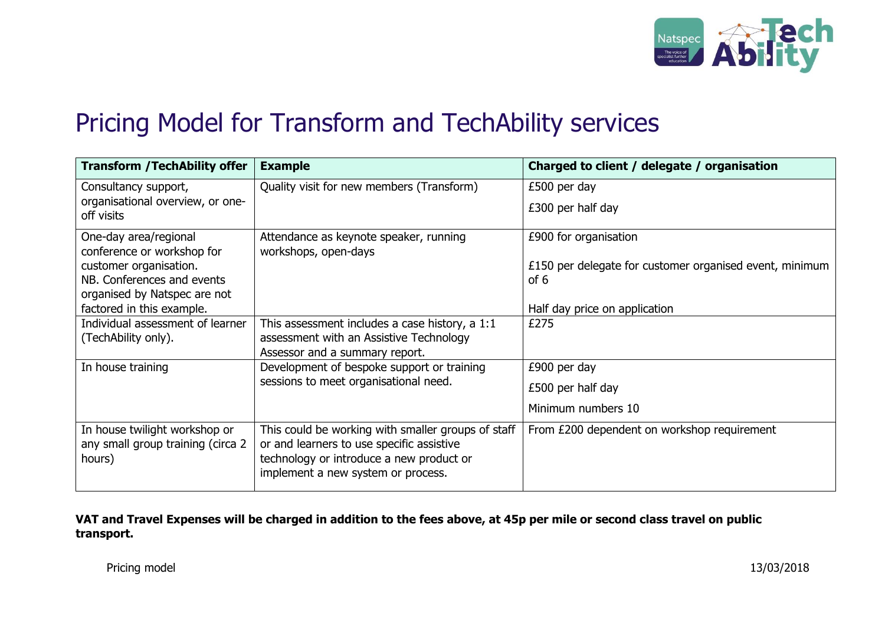# Pricing Model for Transform and TechAbility services

| Transform /TechAbility offer | Example | Charged to client / delegate / organisation |
|---|---|---|
| Consultancy support, organisational overview, or one-off visits | Quality visit for new members (Transform) | £500 per day<br>£300 per half day |
| One-day area/regional conference or workshop for customer organisation.<br>NB. Conferences and events organised by Natspec are not factored in this example. | Attendance as keynote speaker, running workshops, open-days | £900 for organisation<br>£150 per delegate for customer organised event, minimum of 6<br>Half day price on application |
| Individual assessment of learner (TechAbility only). | This assessment includes a case history, a 1:1 assessment with an Assistive Technology Assessor and a summary report. | £275 |
| In house training | Development of bespoke support or training sessions to meet organisational need. | £900 per day<br>£500 per half day<br>Minimum numbers 10 |
| In house twilight workshop or any small group training (circa 2 hours) | This could be working with smaller groups of staff or and learners to use specific assistive technology or introduce a new product or implement a new system or process. | From £200 dependent on workshop requirement |

**VAT and Travel Expenses will be charged in addition to the fees above, at 45p per mile or second class travel on public transport.**